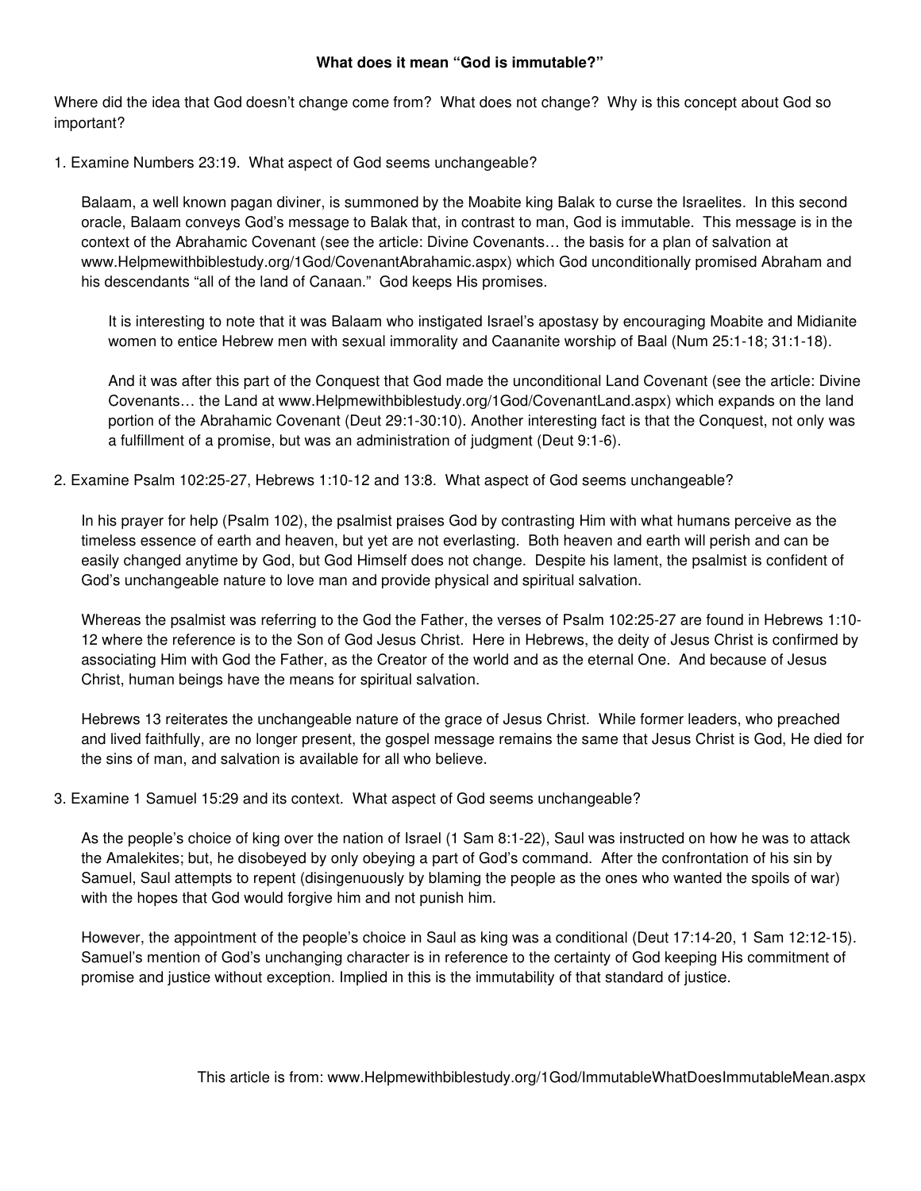**What does it mean "God is immutable?"**

Where did the idea that God doesn't change come from? What does not change? Why is this concept about God so important?

1. Examine Numbers 23:19. What aspect of God seems unchangeable?

   Balaam, a well known pagan diviner, is summoned by the Moabite king Balak to curse the Israelites. In this second oracle, Balaam conveys God's message to Balak that, in contrast to man, God is immutable. This message is in the context of the Abrahamic Covenant (see the article: Divine Covenants… the basis for a plan of salvation at www.Helpmewithbiblestudy.org/1God/CovenantAbrahamic.aspx) which God unconditionally promised Abraham and his descendants "all of the land of Canaan." God keeps His promises.

   > It is interesting to note that it was Balaam who instigated Israel's apostasy by encouraging Moabite and Midianite women to entice Hebrew men with sexual immorality and Caananite worship of Baal (Num 25:1-18; 31:1-18).
   >
   > And it was after this part of the Conquest that God made the unconditional Land Covenant (see the article: Divine Covenants… the Land at www.Helpmewithbiblestudy.org/1God/CovenantLand.aspx) which expands on the land portion of the Abrahamic Covenant (Deut 29:1-30:10). Another interesting fact is that the Conquest, not only was a fulfillment of a promise, but was an administration of judgment (Deut 9:1-6).

2. Examine Psalm 102:25-27, Hebrews 1:10-12 and 13:8. What aspect of God seems unchangeable?

   In his prayer for help (Psalm 102), the psalmist praises God by contrasting Him with what humans perceive as the timeless essence of earth and heaven, but yet are not everlasting. Both heaven and earth will perish and can be easily changed anytime by God, but God Himself does not change. Despite his lament, the psalmist is confident of God's unchangeable nature to love man and provide physical and spiritual salvation.

   Whereas the psalmist was referring to the God the Father, the verses of Psalm 102:25-27 are found in Hebrews 1:10-12 where the reference is to the Son of God Jesus Christ. Here in Hebrews, the deity of Jesus Christ is confirmed by associating Him with God the Father, as the Creator of the world and as the eternal One. And because of Jesus Christ, human beings have the means for spiritual salvation.

   Hebrews 13 reiterates the unchangeable nature of the grace of Jesus Christ. While former leaders, who preached and lived faithfully, are no longer present, the gospel message remains the same that Jesus Christ is God, He died for the sins of man, and salvation is available for all who believe.

3. Examine 1 Samuel 15:29 and its context. What aspect of God seems unchangeable?

   As the people's choice of king over the nation of Israel (1 Sam 8:1-22), Saul was instructed on how he was to attack the Amalekites; but, he disobeyed by only obeying a part of God's command. After the confrontation of his sin by Samuel, Saul attempts to repent (disingenuously by blaming the people as the ones who wanted the spoils of war) with the hopes that God would forgive him and not punish him.

   However, the appointment of the people's choice in Saul as king was a conditional (Deut 17:14-20, 1 Sam 12:12-15). Samuel's mention of God's unchanging character is in reference to the certainty of God keeping His commitment of promise and justice without exception. Implied in this is the immutability of that standard of justice.

This article is from: www.Helpmewithbiblestudy.org/1God/ImmutableWhatDoesImmutableMean.aspx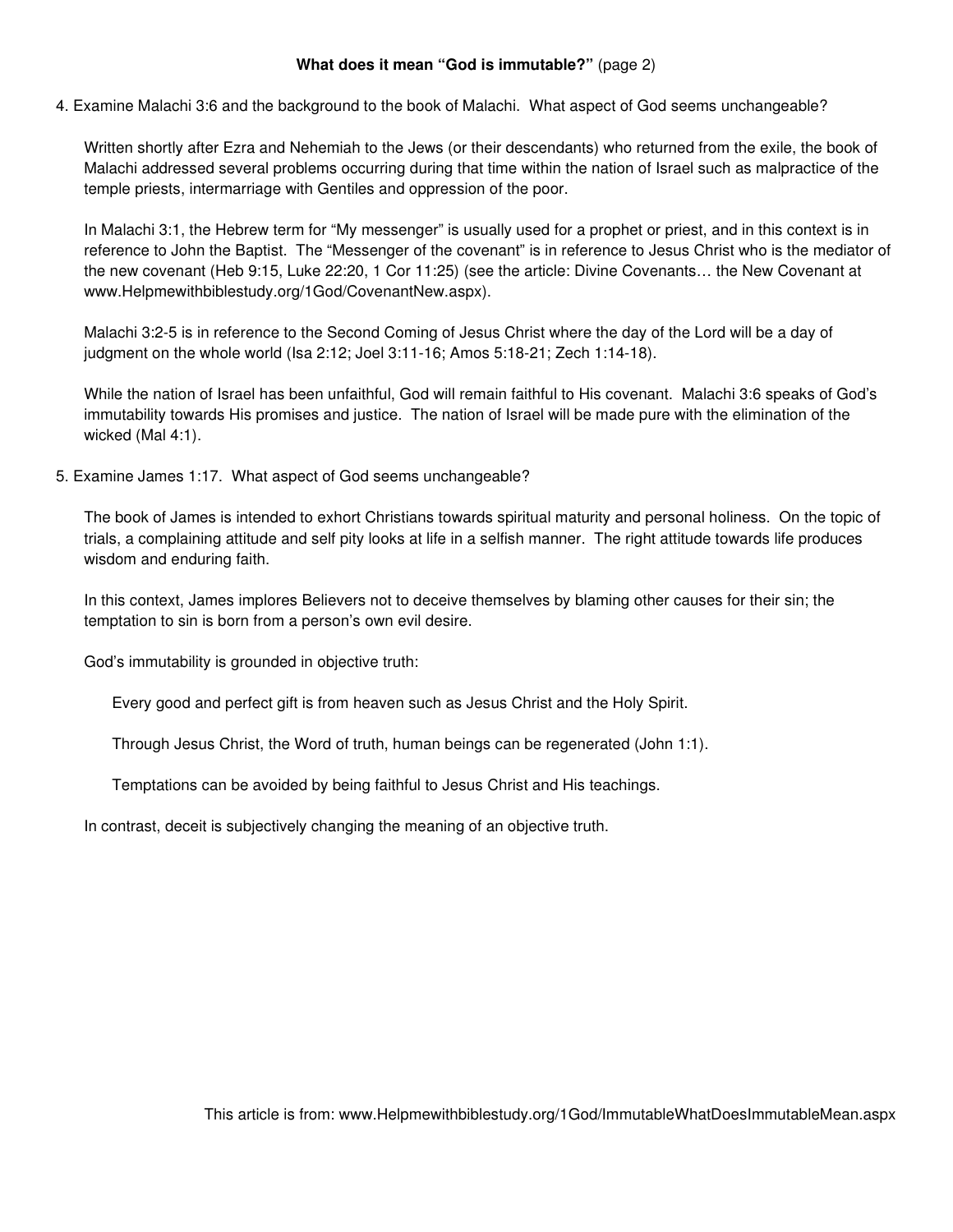**What does it mean "God is immutable?"** (page 2)

4. Examine Malachi 3:6 and the background to the book of Malachi. What aspect of God seems unchangeable?

   Written shortly after Ezra and Nehemiah to the Jews (or their descendants) who returned from the exile, the book of Malachi addressed several problems occurring during that time within the nation of Israel such as malpractice of the temple priests, intermarriage with Gentiles and oppression of the poor.

   In Malachi 3:1, the Hebrew term for "My messenger" is usually used for a prophet or priest, and in this context is in reference to John the Baptist. The "Messenger of the covenant" is in reference to Jesus Christ who is the mediator of the new covenant (Heb 9:15, Luke 22:20, 1 Cor 11:25) (see the article: Divine Covenants… the New Covenant at www.Helpmewithbiblestudy.org/1God/CovenantNew.aspx).

   Malachi 3:2-5 is in reference to the Second Coming of Jesus Christ where the day of the Lord will be a day of judgment on the whole world (Isa 2:12; Joel 3:11-16; Amos 5:18-21; Zech 1:14-18).

   While the nation of Israel has been unfaithful, God will remain faithful to His covenant. Malachi 3:6 speaks of God's immutability towards His promises and justice. The nation of Israel will be made pure with the elimination of the wicked (Mal 4:1).

5. Examine James 1:17. What aspect of God seems unchangeable?

   The book of James is intended to exhort Christians towards spiritual maturity and personal holiness. On the topic of trials, a complaining attitude and self pity looks at life in a selfish manner. The right attitude towards life produces wisdom and enduring faith.

   In this context, James implores Believers not to deceive themselves by blaming other causes for their sin; the temptation to sin is born from a person's own evil desire.

   God's immutability is grounded in objective truth:

   - Every good and perfect gift is from heaven such as Jesus Christ and the Holy Spirit.
   - Through Jesus Christ, the Word of truth, human beings can be regenerated (John 1:1).
   - Temptations can be avoided by being faithful to Jesus Christ and His teachings.

   In contrast, deceit is subjectively changing the meaning of an objective truth.

This article is from: www.Helpmewithbiblestudy.org/1God/ImmutableWhatDoesImmutableMean.aspx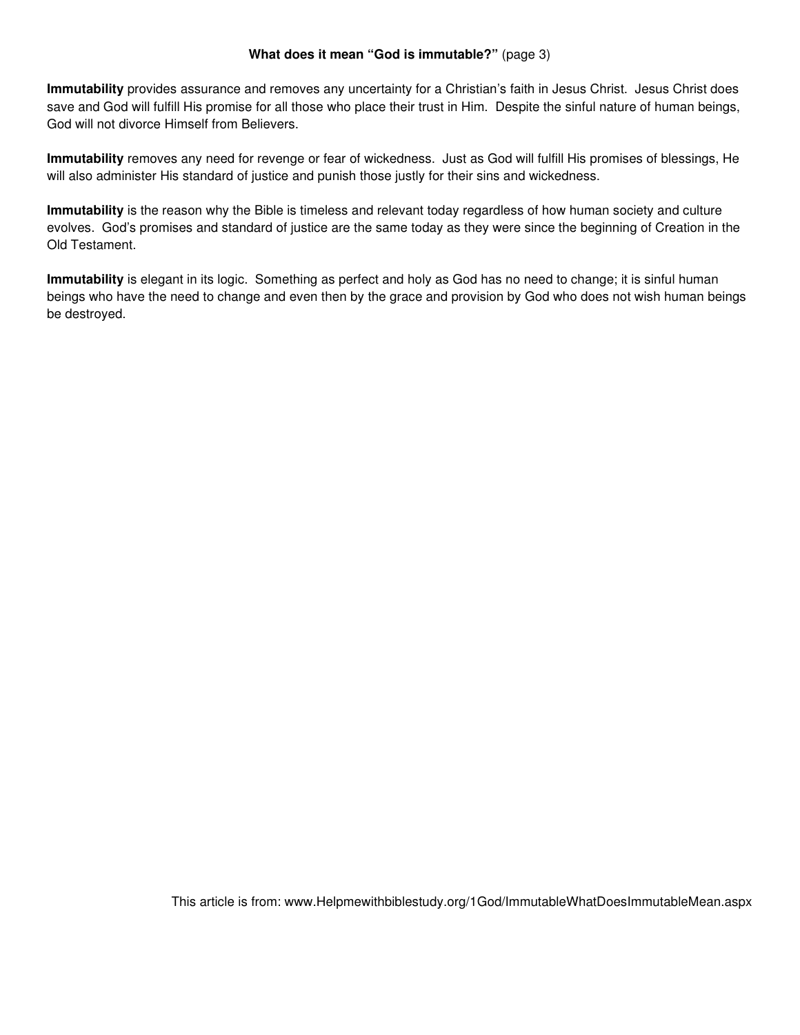**What does it mean "God is immutable?"** (page 3)

**Immutability** provides assurance and removes any uncertainty for a Christian's faith in Jesus Christ. Jesus Christ does save and God will fulfill His promise for all those who place their trust in Him. Despite the sinful nature of human beings, God will not divorce Himself from Believers.

**Immutability** removes any need for revenge or fear of wickedness. Just as God will fulfill His promises of blessings, He will also administer His standard of justice and punish those justly for their sins and wickedness.

**Immutability** is the reason why the Bible is timeless and relevant today regardless of how human society and culture evolves. God's promises and standard of justice are the same today as they were since the beginning of Creation in the Old Testament.

**Immutability** is elegant in its logic. Something as perfect and holy as God has no need to change; it is sinful human beings who have the need to change and even then by the grace and provision by God who does not wish human beings be destroyed.

This article is from: www.Helpmewithbiblestudy.org/1God/ImmutableWhatDoesImmutableMean.aspx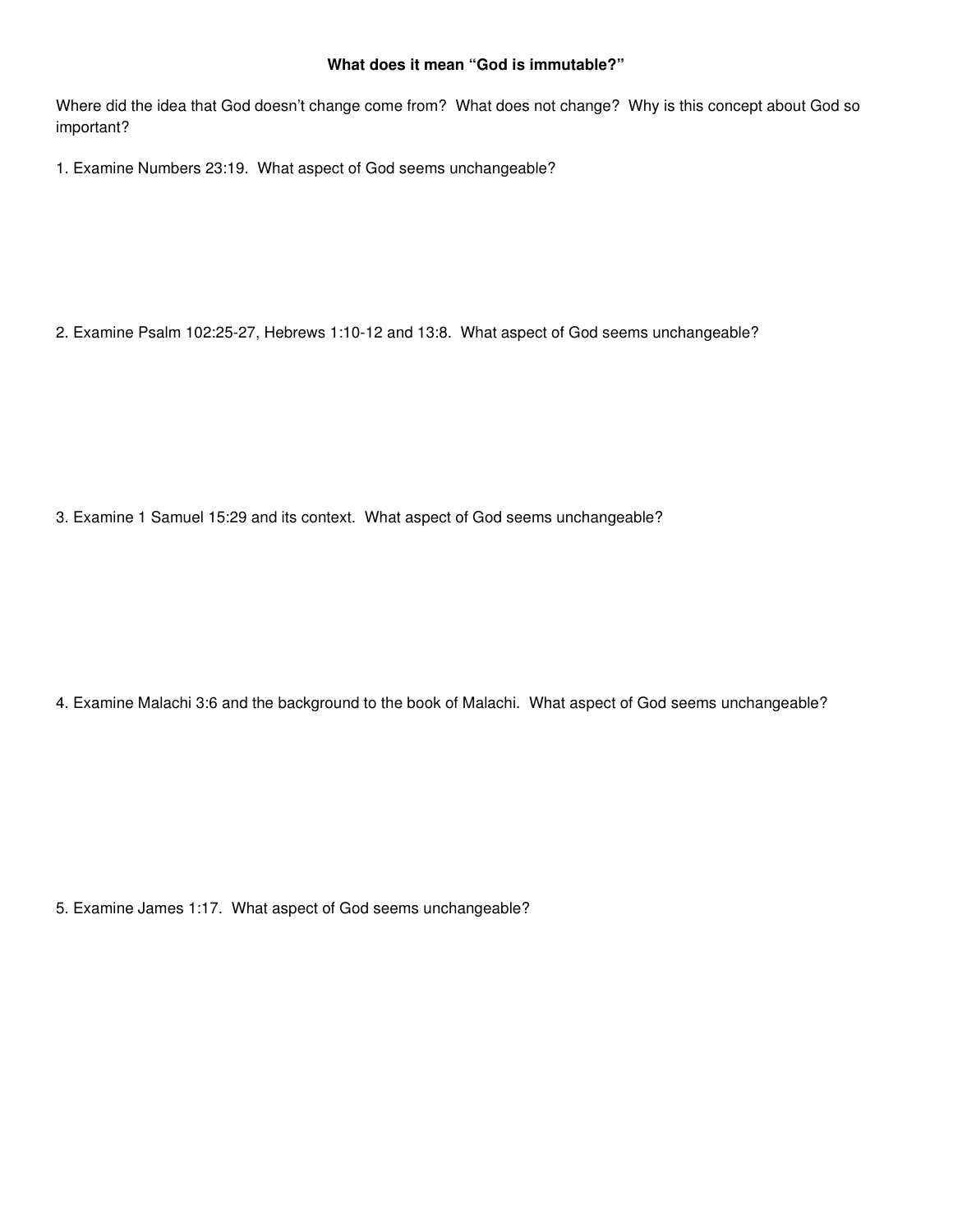**What does it mean "God is immutable?"**

Where did the idea that God doesn't change come from? What does not change? Why is this concept about God so important?

1. Examine Numbers 23:19. What aspect of God seems unchangeable?

2. Examine Psalm 102:25-27, Hebrews 1:10-12 and 13:8. What aspect of God seems unchangeable?

3. Examine 1 Samuel 15:29 and its context. What aspect of God seems unchangeable?

4. Examine Malachi 3:6 and the background to the book of Malachi. What aspect of God seems unchangeable?

5. Examine James 1:17. What aspect of God seems unchangeable?